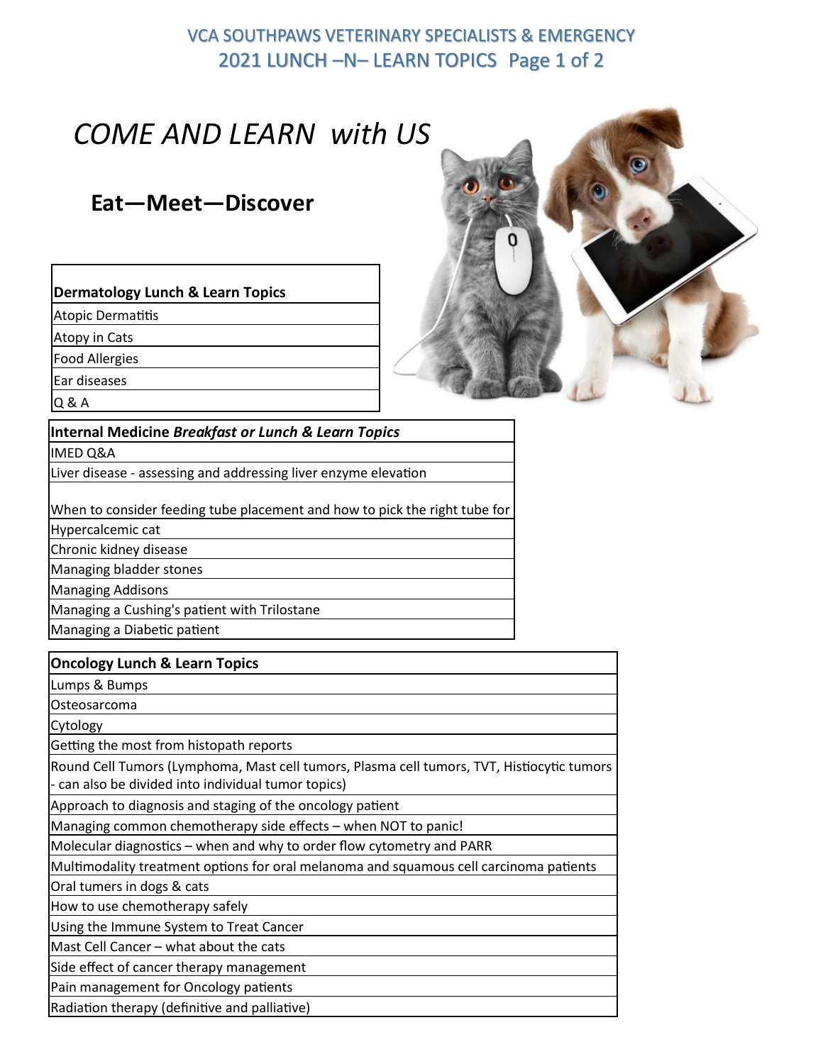# COME AND LEARN *with US*

## Eat—Meet—Discover

| **Dermatology Lunch & Learn Topics** |
| --- |
| Atopic Dermatitis |
| Atopy in Cats |
| Food Allergies |
| Ear diseases |
| Q & A |

| **Internal Medicine *Breakfast or Lunch & Learn Topics*** |
| --- |
| IMED Q&A |
| Liver disease - assessing and addressing liver enzyme elevation |
| When to consider feeding tube placement and how to pick the right tube for |
| Hypercalcemic cat |
| Chronic kidney disease |
| Managing bladder stones |
| Managing Addisons |
| Managing a Cushing's patient with Trilostane |
| Managing a Diabetic patient |

| **Oncology Lunch & Learn Topics** |
| --- |
| Lumps & Bumps |
| Osteosarcoma |
| Cytology |
| Getting the most from histopath reports |
| Round Cell Tumors (Lymphoma, Mast cell tumors, Plasma cell tumors, TVT, Histiocytic tumors - can also be divided into individual tumor topics) |
| Approach to diagnosis and staging of the oncology patient |
| Managing common chemotherapy side effects – when NOT to panic! |
| Molecular diagnostics – when and why to order flow cytometry and PARR |
| Multimodality treatment options for oral melanoma and squamous cell carcinoma patients |
| Oral tumers in dogs & cats |
| How to use chemotherapy safely |
| Using the Immune System to Treat Cancer |
| Mast Cell Cancer – what about the cats |
| Side effect of cancer therapy management |
| Pain management for Oncology patients |
| Radiation therapy (definitive and palliative) |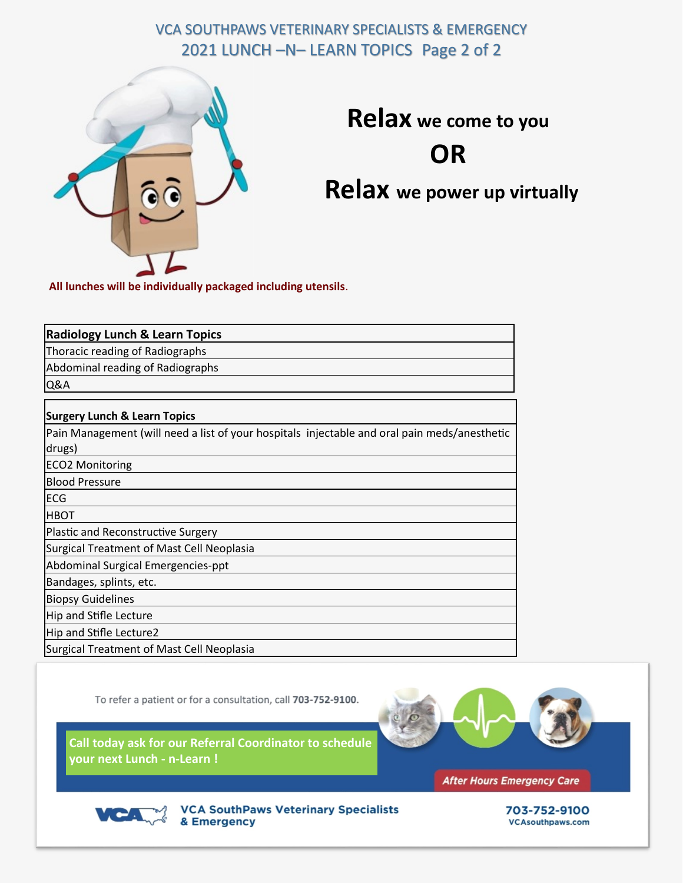# VCA SOUTHPAWS VETERINARY SPECIALISTS & EMERGENCY
## 2021 LUNCH –N– LEARN TOPICS

**Relax** **we come to you**

**OR**

**Relax** **we power up virtually**

**All lunches will be individually packaged including utensils**.

| Radiology Lunch & Learn Topics |
|---|
| Thoracic reading of Radiographs |
| Abdominal reading of Radiographs |
| Q&A |

| Surgery Lunch & Learn Topics |
|---|
| Pain Management (will need a list of your hospitals injectable and oral pain meds/anesthetic drugs) |
| ECO2 Monitoring |
| Blood Pressure |
| ECG |
| HBOT |
| Plastic and Reconstructive Surgery |
| Surgical Treatment of Mast Cell Neoplasia |
| Abdominal Surgical Emergencies-ppt |
| Bandages, splints, etc. |
| Biopsy Guidelines |
| Hip and Stifle Lecture |
| Hip and Stifle Lecture2 |
| Surgical Treatment of Mast Cell Neoplasia |

To refer a patient or for a consultation, call **703-752-9100**.

**Call today ask for our Referral Coordinator to schedule your next Lunch - n-Learn !**

*After Hours Emergency Care*

**VCA SouthPaws Veterinary Specialists & Emergency**

**703-752-9100**
**VCAsouthpaws.com**